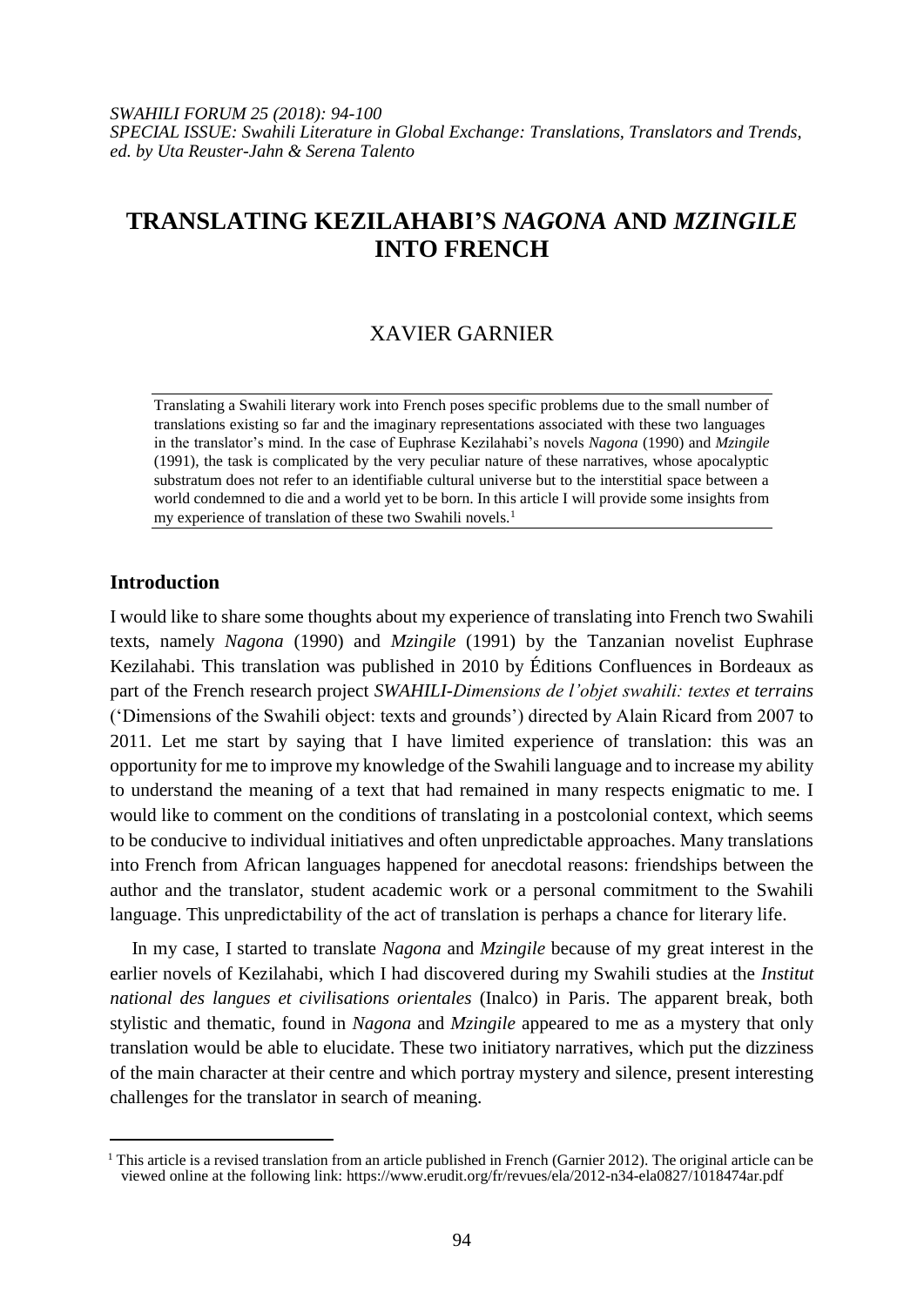# TRANSLATING KEZILAHABI'S *NAGONA* AND *MZINGILE* INTO FRENCH

XAVIER GARNIER

Translating a Swahili literary work into French poses specific problems due to the small number of translations existing so far and the imaginary representations associated with these two languages in the translator's mind. In the case of Euphrase Kezilahabi's novels *Nagona* (1990) and *Mzingile* (1991), the task is complicated by the very peculiar nature of these narratives, whose apocalyptic substratum does not refer to an identifiable cultural universe but to the interstitial space between a world condemned to die and a world yet to be born. In this article I will provide some insights from my experience of translation of these two Swahili novels.[1]

## Introduction

I would like to share some thoughts about my experience of translating into French two Swahili texts, namely *Nagona* (1990) and *Mzingile* (1991) by the Tanzanian novelist Euphrase Kezilahabi. This translation was published in 2010 by Éditions Confluences in Bordeaux as part of the French research project *SWAHILI-Dimensions de l'objet swahili: textes et terrains* ('Dimensions of the Swahili object: texts and grounds') directed by Alain Ricard from 2007 to 2011. Let me start by saying that I have limited experience of translation: this was an opportunity for me to improve my knowledge of the Swahili language and to increase my ability to understand the meaning of a text that had remained in many respects enigmatic to me. I would like to comment on the conditions of translating in a postcolonial context, which seems to be conducive to individual initiatives and often unpredictable approaches. Many translations into French from African languages happened for anecdotal reasons: friendships between the author and the translator, student academic work or a personal commitment to the Swahili language. This unpredictability of the act of translation is perhaps a chance for literary life.

In my case, I started to translate *Nagona* and *Mzingile* because of my great interest in the earlier novels of Kezilahabi, which I had discovered during my Swahili studies at the *Institut national des langues et civilisations orientales* (Inalco) in Paris. The apparent break, both stylistic and thematic, found in *Nagona* and *Mzingile* appeared to me as a mystery that only translation would be able to elucidate. These two initiatory narratives, which put the dizziness of the main character at their centre and which portray mystery and silence, present interesting challenges for the translator in search of meaning.

---

[1] This article is a revised translation from an article published in French (Garnier 2012). The original article can be viewed online at the following link: https://www.erudit.org/fr/revues/ela/2012-n34-ela0827/1018474ar.pdf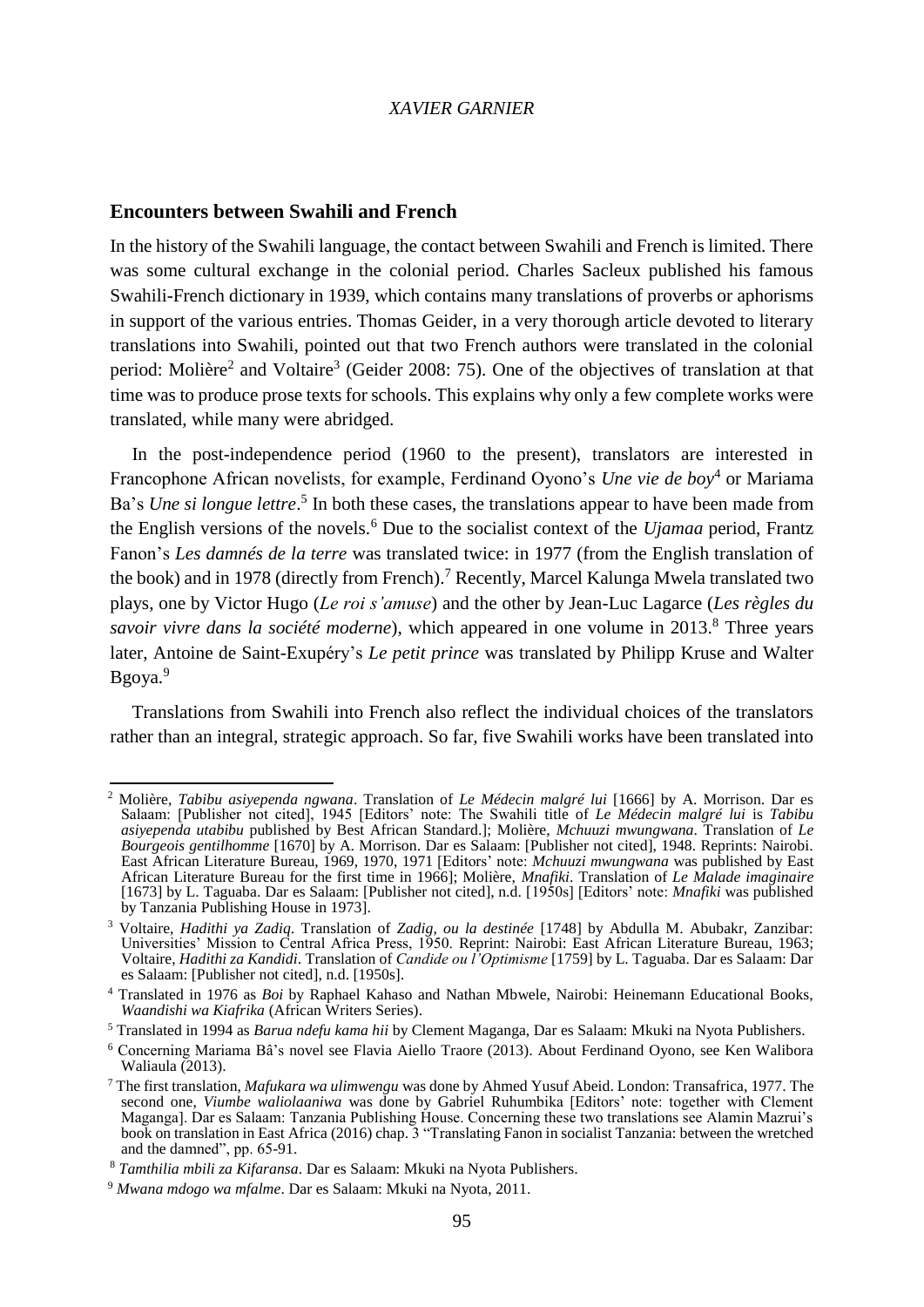## Encounters between Swahili and French

In the history of the Swahili language, the contact between Swahili and French is limited. There was some cultural exchange in the colonial period. Charles Sacleux published his famous Swahili-French dictionary in 1939, which contains many translations of proverbs or aphorisms in support of the various entries. Thomas Geider, in a very thorough article devoted to literary translations into Swahili, pointed out that two French authors were translated in the colonial period: Molière[2] and Voltaire[3] (Geider 2008: 75). One of the objectives of translation at that time was to produce prose texts for schools. This explains why only a few complete works were translated, while many were abridged.

In the post-independence period (1960 to the present), translators are interested in Francophone African novelists, for example, Ferdinand Oyono's *Une vie de boy*[4] or Mariama Ba's *Une si longue lettre*.[5] In both these cases, the translations appear to have been made from the English versions of the novels.[6] Due to the socialist context of the *Ujamaa* period, Frantz Fanon's *Les damnés de la terre* was translated twice: in 1977 (from the English translation of the book) and in 1978 (directly from French).[7] Recently, Marcel Kalunga Mwela translated two plays, one by Victor Hugo (*Le roi s'amuse*) and the other by Jean-Luc Lagarce (*Les règles du savoir vivre dans la société moderne*), which appeared in one volume in 2013.[8] Three years later, Antoine de Saint-Exupéry's *Le petit prince* was translated by Philipp Kruse and Walter Bgoya.[9]

Translations from Swahili into French also reflect the individual choices of the translators rather than an integral, strategic approach. So far, five Swahili works have been translated into

---

[2] Molière, *Tabibu asiyependa ngwana*. Translation of *Le Médecin malgré lui* [1666] by A. Morrison. Dar es Salaam: [Publisher not cited], 1945 [Editors' note: The Swahili title of *Le Médecin malgré lui* is *Tabibu asiyependa utabibu* published by Best African Standard.]; Molière, *Mchuuzi mwungwana*. Translation of *Le Bourgeois gentilhomme* [1670] by A. Morrison. Dar es Salaam: [Publisher not cited], 1948. Reprints: Nairobi. East African Literature Bureau, 1969, 1970, 1971 [Editors' note: *Mchuuzi mwungwana* was published by East African Literature Bureau for the first time in 1966]; Molière, *Mnafiki*. Translation of *Le Malade imaginaire* [1673] by L. Taguaba. Dar es Salaam: [Publisher not cited], n.d. [1950s] [Editors' note: *Mnafiki* was published by Tanzania Publishing House in 1973].

[3] Voltaire, *Hadithi ya Zadiq*. Translation of *Zadig, ou la destinée* [1748] by Abdulla M. Abubakr, Zanzibar: Universities' Mission to Central Africa Press, 1950. Reprint: Nairobi: East African Literature Bureau, 1963; Voltaire, *Hadithi za Kandidi*. Translation of *Candide ou l'Optimisme* [1759] by L. Taguaba. Dar es Salaam: Dar es Salaam: [Publisher not cited], n.d. [1950s].

[4] Translated in 1976 as *Boi* by Raphael Kahaso and Nathan Mbwele, Nairobi: Heinemann Educational Books, *Waandishi wa Kiafrika* (African Writers Series).

[5] Translated in 1994 as *Barua ndefu kama hii* by Clement Maganga, Dar es Salaam: Mkuki na Nyota Publishers.

[6] Concerning Mariama Bâ's novel see Flavia Aiello Traore (2013). About Ferdinand Oyono, see Ken Walibora Waliaula (2013).

[7] The first translation, *Mafukara wa ulimwengu* was done by Ahmed Yusuf Abeid. London: Transafrica, 1977. The second one, *Viumbe waliolaaniwa* was done by Gabriel Ruhumbika [Editors' note: together with Clement Maganga]. Dar es Salaam: Tanzania Publishing House. Concerning these two translations see Alamin Mazrui's book on translation in East Africa (2016) chap. 3 "Translating Fanon in socialist Tanzania: between the wretched and the damned", pp. 65-91.

[8] *Tamthilia mbili za Kifaransa*. Dar es Salaam: Mkuki na Nyota Publishers.

[9] *Mwana mdogo wa mfalme*. Dar es Salaam: Mkuki na Nyota, 2011.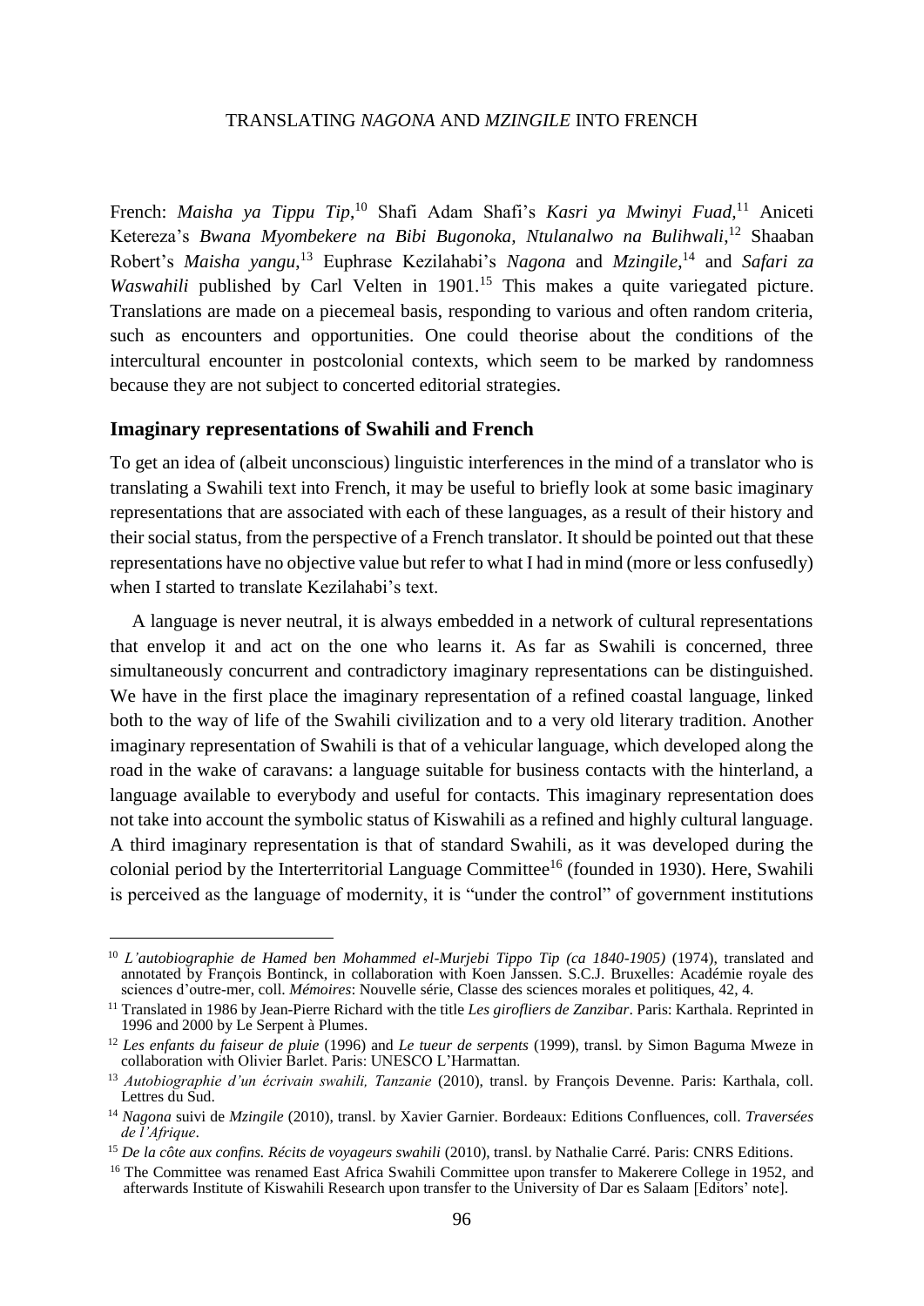French: *Maisha ya Tippu Tip*,[10] Shafi Adam Shafi's *Kasri ya Mwinyi Fuad*,[11] Aniceti Ketereza's *Bwana Myombekere na Bibi Bugonoka, Ntulanalwo na Bulihwali*,[12] Shaaban Robert's *Maisha yangu*,[13] Euphrase Kezilahabi's *Nagona* and *Mzingile*,[14] and *Safari za Waswahili* published by Carl Velten in 1901.[15] This makes a quite variegated picture. Translations are made on a piecemeal basis, responding to various and often random criteria, such as encounters and opportunities. One could theorise about the conditions of the intercultural encounter in postcolonial contexts, which seem to be marked by randomness because they are not subject to concerted editorial strategies.

## Imaginary representations of Swahili and French

To get an idea of (albeit unconscious) linguistic interferences in the mind of a translator who is translating a Swahili text into French, it may be useful to briefly look at some basic imaginary representations that are associated with each of these languages, as a result of their history and their social status, from the perspective of a French translator. It should be pointed out that these representations have no objective value but refer to what I had in mind (more or less confusedly) when I started to translate Kezilahabi's text.

A language is never neutral, it is always embedded in a network of cultural representations that envelop it and act on the one who learns it. As far as Swahili is concerned, three simultaneously concurrent and contradictory imaginary representations can be distinguished. We have in the first place the imaginary representation of a refined coastal language, linked both to the way of life of the Swahili civilization and to a very old literary tradition. Another imaginary representation of Swahili is that of a vehicular language, which developed along the road in the wake of caravans: a language suitable for business contacts with the hinterland, a language available to everybody and useful for contacts. This imaginary representation does not take into account the symbolic status of Kiswahili as a refined and highly cultural language. A third imaginary representation is that of standard Swahili, as it was developed during the colonial period by the Interterritorial Language Committee[16] (founded in 1930). Here, Swahili is perceived as the language of modernity, it is "under the control" of government institutions

---

[10] *L'autobiographie de Hamed ben Mohammed el-Murjebi Tippo Tip (ca 1840-1905)* (1974), translated and annotated by François Bontinck, in collaboration with Koen Janssen. S.C.J. Bruxelles: Académie royale des sciences d'outre-mer, coll. *Mémoires*: Nouvelle série, Classe des sciences morales et politiques, 42, 4.

[11] Translated in 1986 by Jean-Pierre Richard with the title *Les girofliers de Zanzibar*. Paris: Karthala. Reprinted in 1996 and 2000 by Le Serpent à Plumes.

[12] *Les enfants du faiseur de pluie* (1996) and *Le tueur de serpents* (1999), transl. by Simon Baguma Mweze in collaboration with Olivier Barlet. Paris: UNESCO L'Harmattan.

[13] *Autobiographie d'un écrivain swahili, Tanzanie* (2010), transl. by François Devenne. Paris: Karthala, coll. Lettres du Sud.

[14] *Nagona* suivi de *Mzingile* (2010), transl. by Xavier Garnier. Bordeaux: Editions Confluences, coll. *Traversées de l'Afrique*.

[15] *De la côte aux confins. Récits de voyageurs swahili* (2010), transl. by Nathalie Carré. Paris: CNRS Editions.

[16] The Committee was renamed East Africa Swahili Committee upon transfer to Makerere College in 1952, and afterwards Institute of Kiswahili Research upon transfer to the University of Dar es Salaam [Editors' note].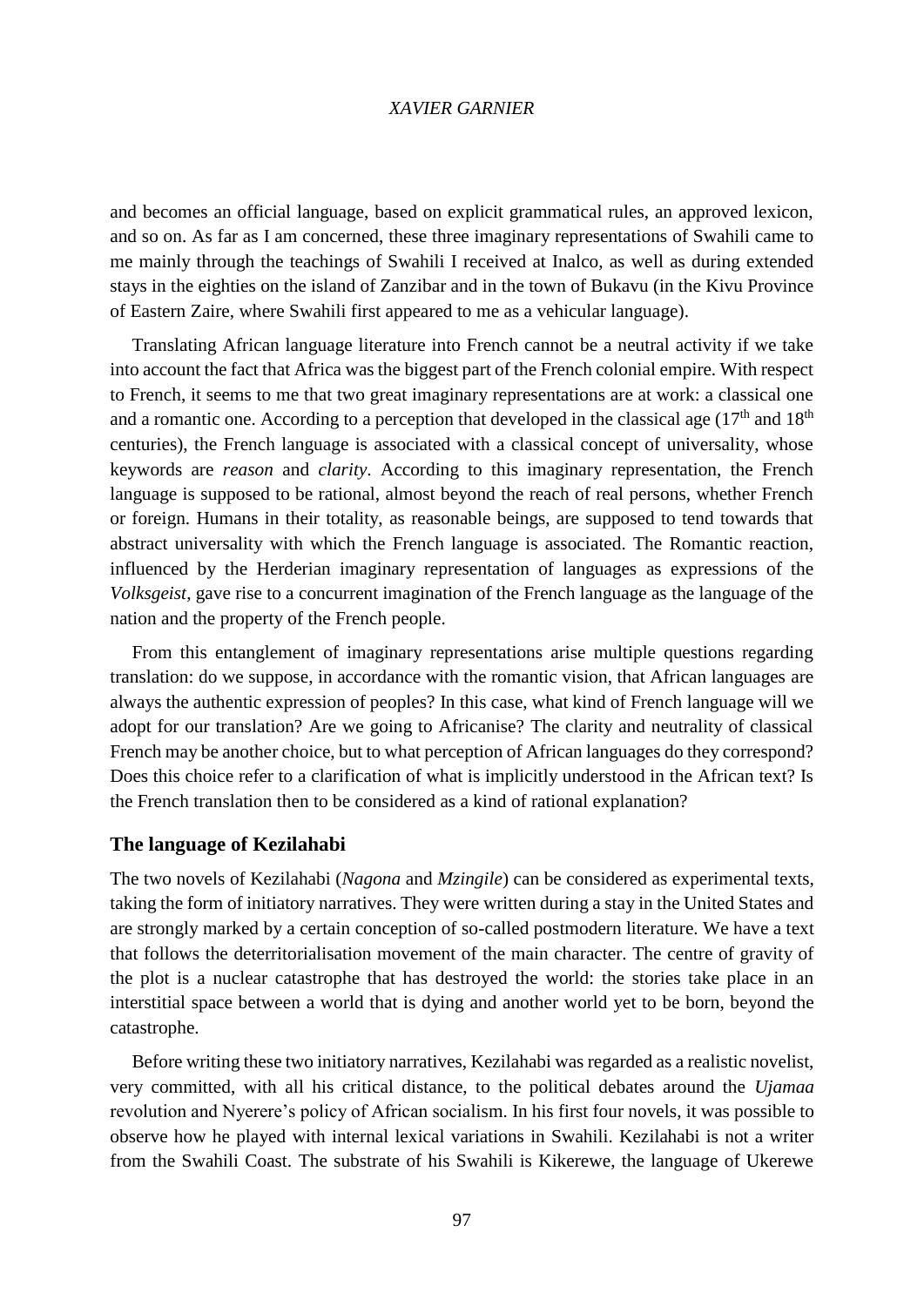and becomes an official language, based on explicit grammatical rules, an approved lexicon, and so on. As far as I am concerned, these three imaginary representations of Swahili came to me mainly through the teachings of Swahili I received at Inalco, as well as during extended stays in the eighties on the island of Zanzibar and in the town of Bukavu (in the Kivu Province of Eastern Zaire, where Swahili first appeared to me as a vehicular language).

Translating African language literature into French cannot be a neutral activity if we take into account the fact that Africa was the biggest part of the French colonial empire. With respect to French, it seems to me that two great imaginary representations are at work: a classical one and a romantic one. According to a perception that developed in the classical age ($17^{th}$ and $18^{th}$ centuries), the French language is associated with a classical concept of universality, whose keywords are *reason* and *clarity*. According to this imaginary representation, the French language is supposed to be rational, almost beyond the reach of real persons, whether French or foreign. Humans in their totality, as reasonable beings, are supposed to tend towards that abstract universality with which the French language is associated. The Romantic reaction, influenced by the Herderian imaginary representation of languages as expressions of the *Volksgeist*, gave rise to a concurrent imagination of the French language as the language of the nation and the property of the French people.

From this entanglement of imaginary representations arise multiple questions regarding translation: do we suppose, in accordance with the romantic vision, that African languages are always the authentic expression of peoples? In this case, what kind of French language will we adopt for our translation? Are we going to Africanise? The clarity and neutrality of classical French may be another choice, but to what perception of African languages do they correspond? Does this choice refer to a clarification of what is implicitly understood in the African text? Is the French translation then to be considered as a kind of rational explanation?

## The language of Kezilahabi

The two novels of Kezilahabi (*Nagona* and *Mzingile*) can be considered as experimental texts, taking the form of initiatory narratives. They were written during a stay in the United States and are strongly marked by a certain conception of so-called postmodern literature. We have a text that follows the deterritorialisation movement of the main character. The centre of gravity of the plot is a nuclear catastrophe that has destroyed the world: the stories take place in an interstitial space between a world that is dying and another world yet to be born, beyond the catastrophe.

Before writing these two initiatory narratives, Kezilahabi was regarded as a realistic novelist, very committed, with all his critical distance, to the political debates around the *Ujamaa* revolution and Nyerere's policy of African socialism. In his first four novels, it was possible to observe how he played with internal lexical variations in Swahili. Kezilahabi is not a writer from the Swahili Coast. The substrate of his Swahili is Kikerewe, the language of Ukerewe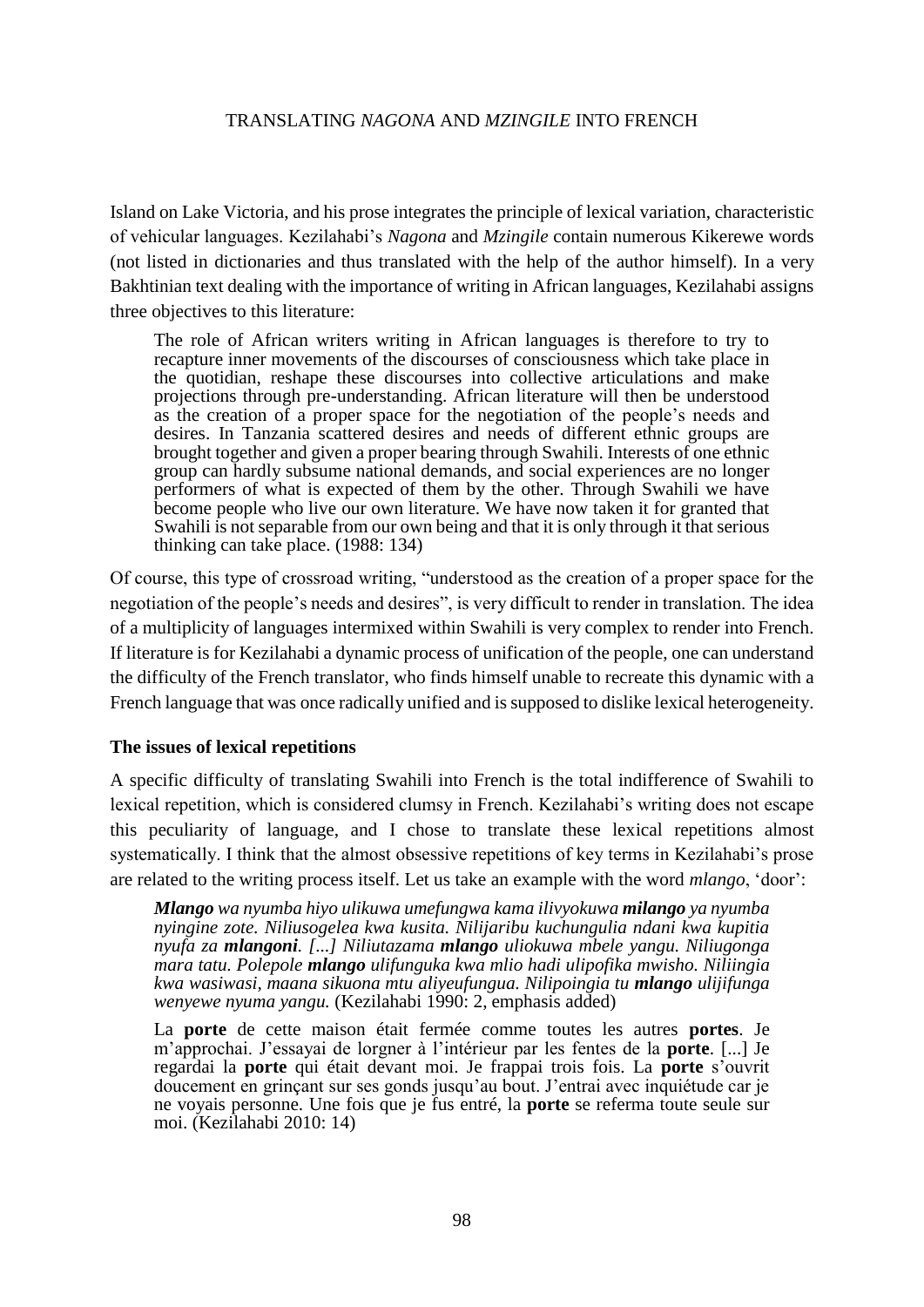Island on Lake Victoria, and his prose integrates the principle of lexical variation, characteristic of vehicular languages. Kezilahabi's *Nagona* and *Mzingile* contain numerous Kikerewe words (not listed in dictionaries and thus translated with the help of the author himself). In a very Bakhtinian text dealing with the importance of writing in African languages, Kezilahabi assigns three objectives to this literature:

> The role of African writers writing in African languages is therefore to try to recapture inner movements of the discourses of consciousness which take place in the quotidian, reshape these discourses into collective articulations and make projections through pre-understanding. African literature will then be understood as the creation of a proper space for the negotiation of the people's needs and desires. In Tanzania scattered desires and needs of different ethnic groups are brought together and given a proper bearing through Swahili. Interests of one ethnic group can hardly subsume national demands, and social experiences are no longer performers of what is expected of them by the other. Through Swahili we have become people who live our own literature. We have now taken it for granted that Swahili is not separable from our own being and that it is only through it that serious thinking can take place. (1988: 134)

Of course, this type of crossroad writing, "understood as the creation of a proper space for the negotiation of the people's needs and desires", is very difficult to render in translation. The idea of a multiplicity of languages intermixed within Swahili is very complex to render into French. If literature is for Kezilahabi a dynamic process of unification of the people, one can understand the difficulty of the French translator, who finds himself unable to recreate this dynamic with a French language that was once radically unified and is supposed to dislike lexical heterogeneity.

### The issues of lexical repetitions

A specific difficulty of translating Swahili into French is the total indifference of Swahili to lexical repetition, which is considered clumsy in French. Kezilahabi's writing does not escape this peculiarity of language, and I chose to translate these lexical repetitions almost systematically. I think that the almost obsessive repetitions of key terms in Kezilahabi's prose are related to the writing process itself. Let us take an example with the word *mlango*, 'door':

> ***Mlango*** *wa nyumba hiyo ulikuwa umefungwa kama ilivyokuwa* ***milango*** *ya nyumba nyingine zote. Niliusogelea kwa kusita. Nilijaribu kuchungulia ndani kwa kupitia nyufa za* ***mlangoni****. [...] Niliutazama* ***mlango*** *uliokuwa mbele yangu. Niliugonga mara tatu. Polepole* ***mlango*** *ulifunguka kwa mlio hadi ulipofika mwisho. Niliingia kwa wasiwasi, maana sikuona mtu aliyeufungua. Nilipoingia tu* ***mlango*** *ulijifunga wenyewe nyuma yangu.* (Kezilahabi 1990: 2, emphasis added)

> La **porte** de cette maison était fermée comme toutes les autres **portes**. Je m'approchai. J'essayai de lorgner à l'intérieur par les fentes de la **porte**. [...] Je regardai la **porte** qui était devant moi. Je frappai trois fois. La **porte** s'ouvrit doucement en grinçant sur ses gonds jusqu'au bout. J'entrai avec inquiétude car je ne voyais personne. Une fois que je fus entré, la **porte** se referma toute seule sur moi. (Kezilahabi 2010: 14)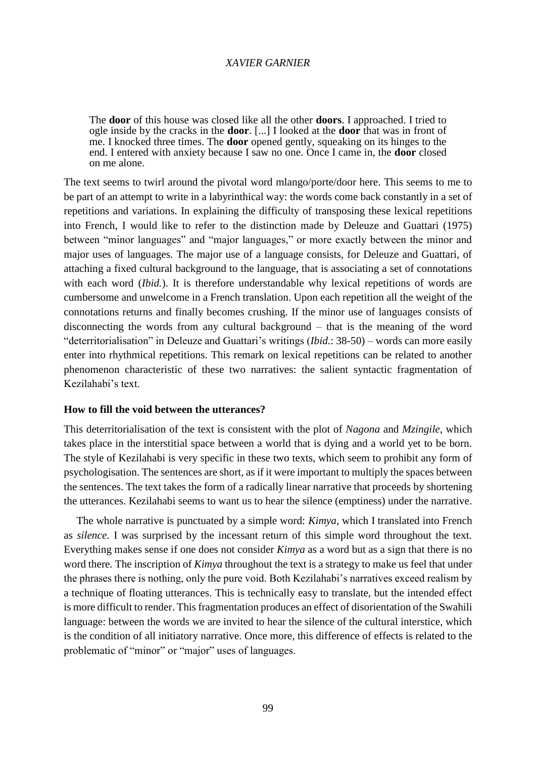> The **door** of this house was closed like all the other **doors**. I approached. I tried to ogle inside by the cracks in the **door**. [...] I looked at the **door** that was in front of me. I knocked three times. The **door** opened gently, squeaking on its hinges to the end. I entered with anxiety because I saw no one. Once I came in, the **door** closed on me alone.

The text seems to twirl around the pivotal word mlango/porte/door here. This seems to me to be part of an attempt to write in a labyrinthical way: the words come back constantly in a set of repetitions and variations. In explaining the difficulty of transposing these lexical repetitions into French, I would like to refer to the distinction made by Deleuze and Guattari (1975) between "minor languages" and "major languages," or more exactly between the minor and major uses of languages. The major use of a language consists, for Deleuze and Guattari, of attaching a fixed cultural background to the language, that is associating a set of connotations with each word (*Ibid.*). It is therefore understandable why lexical repetitions of words are cumbersome and unwelcome in a French translation. Upon each repetition all the weight of the connotations returns and finally becomes crushing. If the minor use of languages consists of disconnecting the words from any cultural background – that is the meaning of the word "deterritorialisation" in Deleuze and Guattari's writings (*Ibid.*: 38-50) – words can more easily enter into rhythmical repetitions. This remark on lexical repetitions can be related to another phenomenon characteristic of these two narratives: the salient syntactic fragmentation of Kezilahabi's text.

**How to fill the void between the utterances?**

This deterritorialisation of the text is consistent with the plot of *Nagona* and *Mzingile*, which takes place in the interstitial space between a world that is dying and a world yet to be born. The style of Kezilahabi is very specific in these two texts, which seem to prohibit any form of psychologisation. The sentences are short, as if it were important to multiply the spaces between the sentences. The text takes the form of a radically linear narrative that proceeds by shortening the utterances. Kezilahabi seems to want us to hear the silence (emptiness) under the narrative.

The whole narrative is punctuated by a simple word: *Kimya*, which I translated into French as *silence*. I was surprised by the incessant return of this simple word throughout the text. Everything makes sense if one does not consider *Kimya* as a word but as a sign that there is no word there. The inscription of *Kimya* throughout the text is a strategy to make us feel that under the phrases there is nothing, only the pure void. Both Kezilahabi's narratives exceed realism by a technique of floating utterances. This is technically easy to translate, but the intended effect is more difficult to render. This fragmentation produces an effect of disorientation of the Swahili language: between the words we are invited to hear the silence of the cultural interstice, which is the condition of all initiatory narrative. Once more, this difference of effects is related to the problematic of "minor" or "major" uses of languages.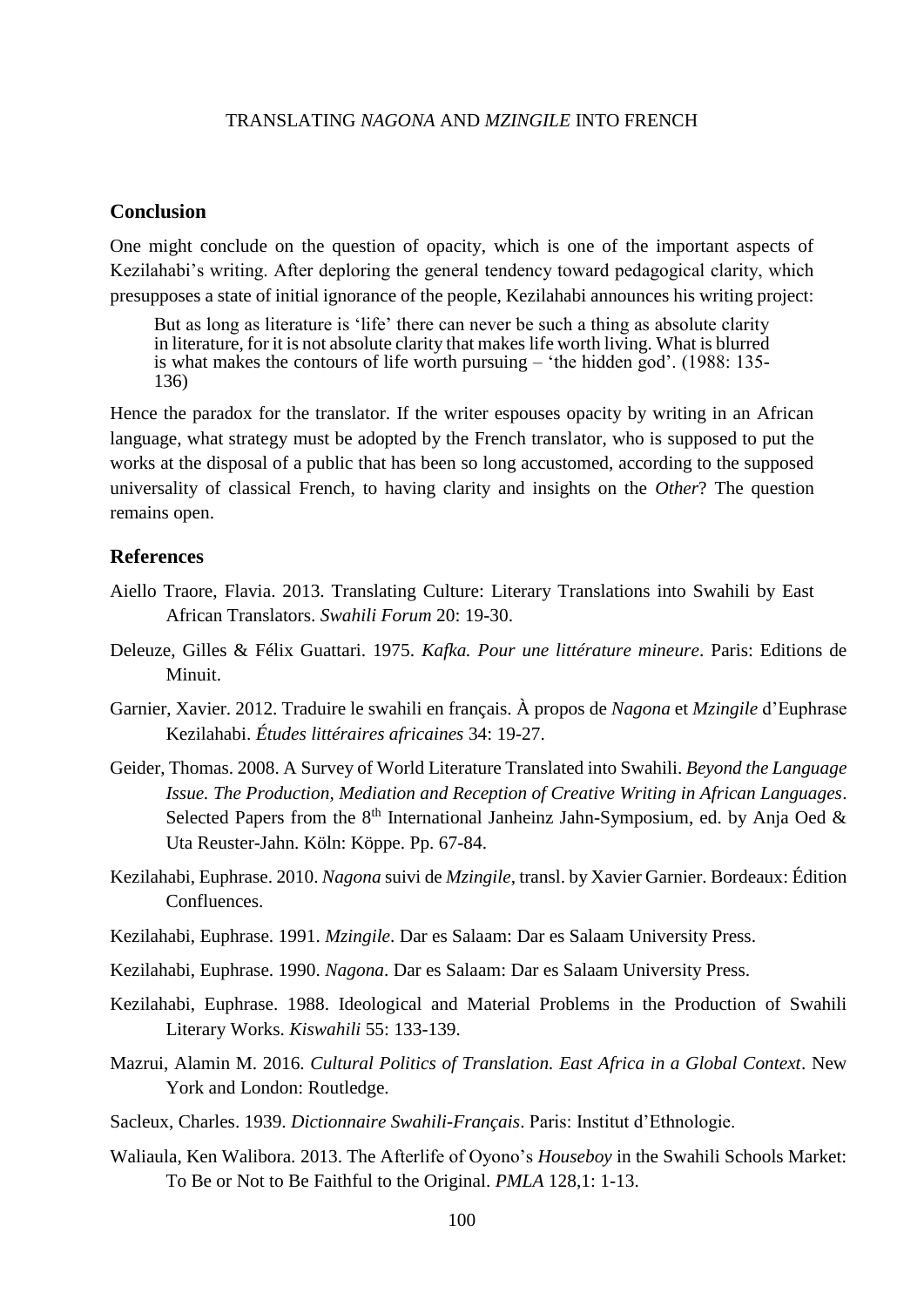## Conclusion

One might conclude on the question of opacity, which is one of the important aspects of Kezilahabi's writing. After deploring the general tendency toward pedagogical clarity, which presupposes a state of initial ignorance of the people, Kezilahabi announces his writing project:

> But as long as literature is 'life' there can never be such a thing as absolute clarity in literature, for it is not absolute clarity that makes life worth living. What is blurred is what makes the contours of life worth pursuing – 'the hidden god'. (1988: 135-136)

Hence the paradox for the translator. If the writer espouses opacity by writing in an African language, what strategy must be adopted by the French translator, who is supposed to put the works at the disposal of a public that has been so long accustomed, according to the supposed universality of classical French, to having clarity and insights on the *Other*? The question remains open.

## References

Aiello Traore, Flavia. 2013. Translating Culture: Literary Translations into Swahili by East African Translators. *Swahili Forum* 20: 19-30.

Deleuze, Gilles & Félix Guattari. 1975. *Kafka. Pour une littérature mineure*. Paris: Editions de Minuit.

Garnier, Xavier. 2012. Traduire le swahili en français. À propos de *Nagona* et *Mzingile* d'Euphrase Kezilahabi. *Études littéraires africaines* 34: 19-27.

Geider, Thomas. 2008. A Survey of World Literature Translated into Swahili. *Beyond the Language Issue. The Production, Mediation and Reception of Creative Writing in African Languages*. Selected Papers from the 8th International Janheinz Jahn-Symposium, ed. by Anja Oed & Uta Reuster-Jahn. Köln: Köppe. Pp. 67-84.

Kezilahabi, Euphrase. 2010. *Nagona* suivi de *Mzingile*, transl. by Xavier Garnier. Bordeaux: Édition Confluences.

Kezilahabi, Euphrase. 1991. *Mzingile*. Dar es Salaam: Dar es Salaam University Press.

Kezilahabi, Euphrase. 1990. *Nagona*. Dar es Salaam: Dar es Salaam University Press.

Kezilahabi, Euphrase. 1988. Ideological and Material Problems in the Production of Swahili Literary Works. *Kiswahili* 55: 133-139.

Mazrui, Alamin M. 2016. *Cultural Politics of Translation. East Africa in a Global Context*. New York and London: Routledge.

Sacleux, Charles. 1939. *Dictionnaire Swahili-Français*. Paris: Institut d'Ethnologie.

Waliaula, Ken Walibora. 2013. The Afterlife of Oyono's *Houseboy* in the Swahili Schools Market: To Be or Not to Be Faithful to the Original. *PMLA* 128,1: 1-13.